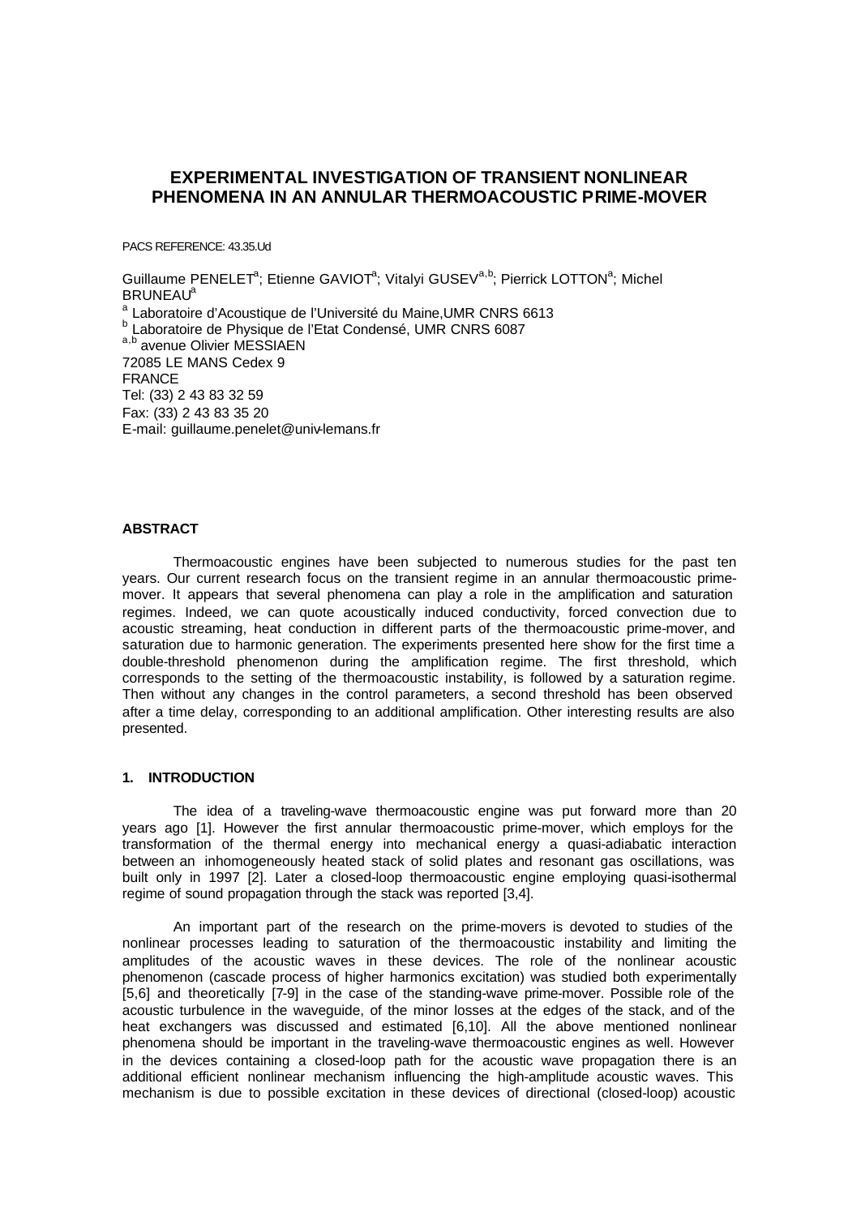# EXPERIMENTAL INVESTIGATION OF TRANSIENT NONLINEAR PHENOMENA IN AN ANNULAR THERMOACOUSTIC PRIME-MOVER

PACS REFERENCE: 43.35.Ud

Guillaume PENELET[a]; Etienne GAVIOT[a]; Vitalyi GUSEV[a,b]; Pierrick LOTTON[a]; Michel BRUNEAU[a]

[a] Laboratoire d'Acoustique de l'Université du Maine,UMR CNRS 6613
[b] Laboratoire de Physique de l'Etat Condensé, UMR CNRS 6087
[a,b] avenue Olivier MESSIAEN
72085 LE MANS Cedex 9
FRANCE
Tel: (33) 2 43 83 32 59
Fax: (33) 2 43 83 35 20
E-mail: guillaume.penelet@univ-lemans.fr

### ABSTRACT

Thermoacoustic engines have been subjected to numerous studies for the past ten years. Our current research focus on the transient regime in an annular thermoacoustic prime-mover. It appears that several phenomena can play a role in the amplification and saturation regimes. Indeed, we can quote acoustically induced conductivity, forced convection due to acoustic streaming, heat conduction in different parts of the thermoacoustic prime-mover, and saturation due to harmonic generation. The experiments presented here show for the first time a double-threshold phenomenon during the amplification regime. The first threshold, which corresponds to the setting of the thermoacoustic instability, is followed by a saturation regime. Then without any changes in the control parameters, a second threshold has been observed after a time delay, corresponding to an additional amplification. Other interesting results are also presented.

### 1. INTRODUCTION

The idea of a traveling-wave thermoacoustic engine was put forward more than 20 years ago [1]. However the first annular thermoacoustic prime-mover, which employs for the transformation of the thermal energy into mechanical energy a quasi-adiabatic interaction between an inhomogeneously heated stack of solid plates and resonant gas oscillations, was built only in 1997 [2]. Later a closed-loop thermoacoustic engine employing quasi-isothermal regime of sound propagation through the stack was reported [3,4].

An important part of the research on the prime-movers is devoted to studies of the nonlinear processes leading to saturation of the thermoacoustic instability and limiting the amplitudes of the acoustic waves in these devices. The role of the nonlinear acoustic phenomenon (cascade process of higher harmonics excitation) was studied both experimentally [5,6] and theoretically [7-9] in the case of the standing-wave prime-mover. Possible role of the acoustic turbulence in the waveguide, of the minor losses at the edges of the stack, and of the heat exchangers was discussed and estimated [6,10]. All the above mentioned nonlinear phenomena should be important in the traveling-wave thermoacoustic engines as well. However in the devices containing a closed-loop path for the acoustic wave propagation there is an additional efficient nonlinear mechanism influencing the high-amplitude acoustic waves. This mechanism is due to possible excitation in these devices of directional (closed-loop) acoustic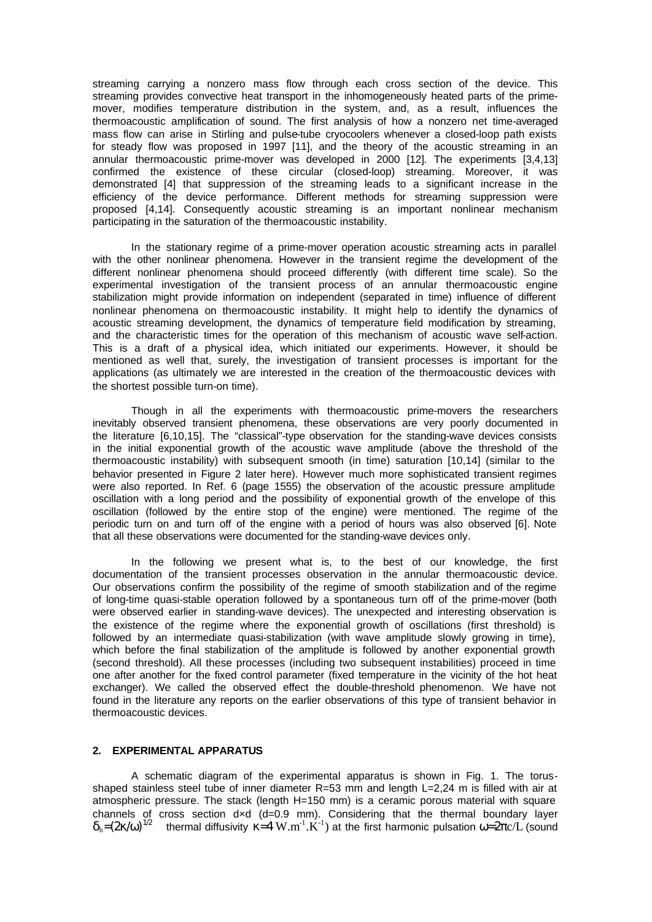streaming carrying a nonzero mass flow through each cross section of the device. This streaming provides convective heat transport in the inhomogeneously heated parts of the prime-mover, modifies temperature distribution in the system, and, as a result, influences the thermoacoustic amplification of sound. The first analysis of how a nonzero net time-averaged mass flow can arise in Stirling and pulse-tube cryocoolers whenever a closed-loop path exists for steady flow was proposed in 1997 [11], and the theory of the acoustic streaming in an annular thermoacoustic prime-mover was developed in 2000 [12]. The experiments [3,4,13] confirmed the existence of these circular (closed-loop) streaming. Moreover, it was demonstrated [4] that suppression of the streaming leads to a significant increase in the efficiency of the device performance. Different methods for streaming suppression were proposed [4,14]. Consequently acoustic streaming is an important nonlinear mechanism participating in the saturation of the thermoacoustic instability.

In the stationary regime of a prime-mover operation acoustic streaming acts in parallel with the other nonlinear phenomena. However in the transient regime the development of the different nonlinear phenomena should proceed differently (with different time scale). So the experimental investigation of the transient process of an annular thermoacoustic engine stabilization might provide information on independent (separated in time) influence of different nonlinear phenomena on thermoacoustic instability. It might help to identify the dynamics of acoustic streaming development, the dynamics of temperature field modification by streaming, and the characteristic times for the operation of this mechanism of acoustic wave self-action. This is a draft of a physical idea, which initiated our experiments. However, it should be mentioned as well that, surely, the investigation of transient processes is important for the applications (as ultimately we are interested in the creation of the thermoacoustic devices with the shortest possible turn-on time).

Though in all the experiments with thermoacoustic prime-movers the researchers inevitably observed transient phenomena, these observations are very poorly documented in the literature [6,10,15]. The "classical"-type observation for the standing-wave devices consists in the initial exponential growth of the acoustic wave amplitude (above the threshold of the thermoacoustic instability) with subsequent smooth (in time) saturation [10,14] (similar to the behavior presented in Figure 2 later here). However much more sophisticated transient regimes were also reported. In Ref. 6 (page 1555) the observation of the acoustic pressure amplitude oscillation with a long period and the possibility of exponential growth of the envelope of this oscillation (followed by the entire stop of the engine) were mentioned. The regime of the periodic turn on and turn off of the engine with a period of hours was also observed [6]. Note that all these observations were documented for the standing-wave devices only.

In the following we present what is, to the best of our knowledge, the first documentation of the transient processes observation in the annular thermoacoustic device. Our observations confirm the possibility of the regime of smooth stabilization and of the regime of long-time quasi-stable operation followed by a spontaneous turn off of the prime-mover (both were observed earlier in standing-wave devices). The unexpected and interesting observation is the existence of the regime where the exponential growth of oscillations (first threshold) is followed by an intermediate quasi-stabilization (with wave amplitude slowly growing in time), which before the final stabilization of the amplitude is followed by another exponential growth (second threshold). All these processes (including two subsequent instabilities) proceed in time one after another for the fixed control parameter (fixed temperature in the vicinity of the hot heat exchanger). We called the observed effect the double-threshold phenomenon. We have not found in the literature any reports on the earlier observations of this type of transient behavior in thermoacoustic devices.

## 2. EXPERIMENTAL APPARATUS

A schematic diagram of the experimental apparatus is shown in Fig. 1. The torus-shaped stainless steel tube of inner diameter R=53 mm and length L=2,24 m is filled with air at atmospheric pressure. The stack (length H=150 mm) is a ceramic porous material with square channels of cross section d×d (d=0.9 mm). Considering that the thermal boundary layer $\delta_h=(2\kappa/\omega)^{1/2}$ thermal diffusivity $\kappa=4\ \mathrm{W.m^{-1}.K^{-1}}$) at the first harmonic pulsation $\omega=2\pi c/L$ (sound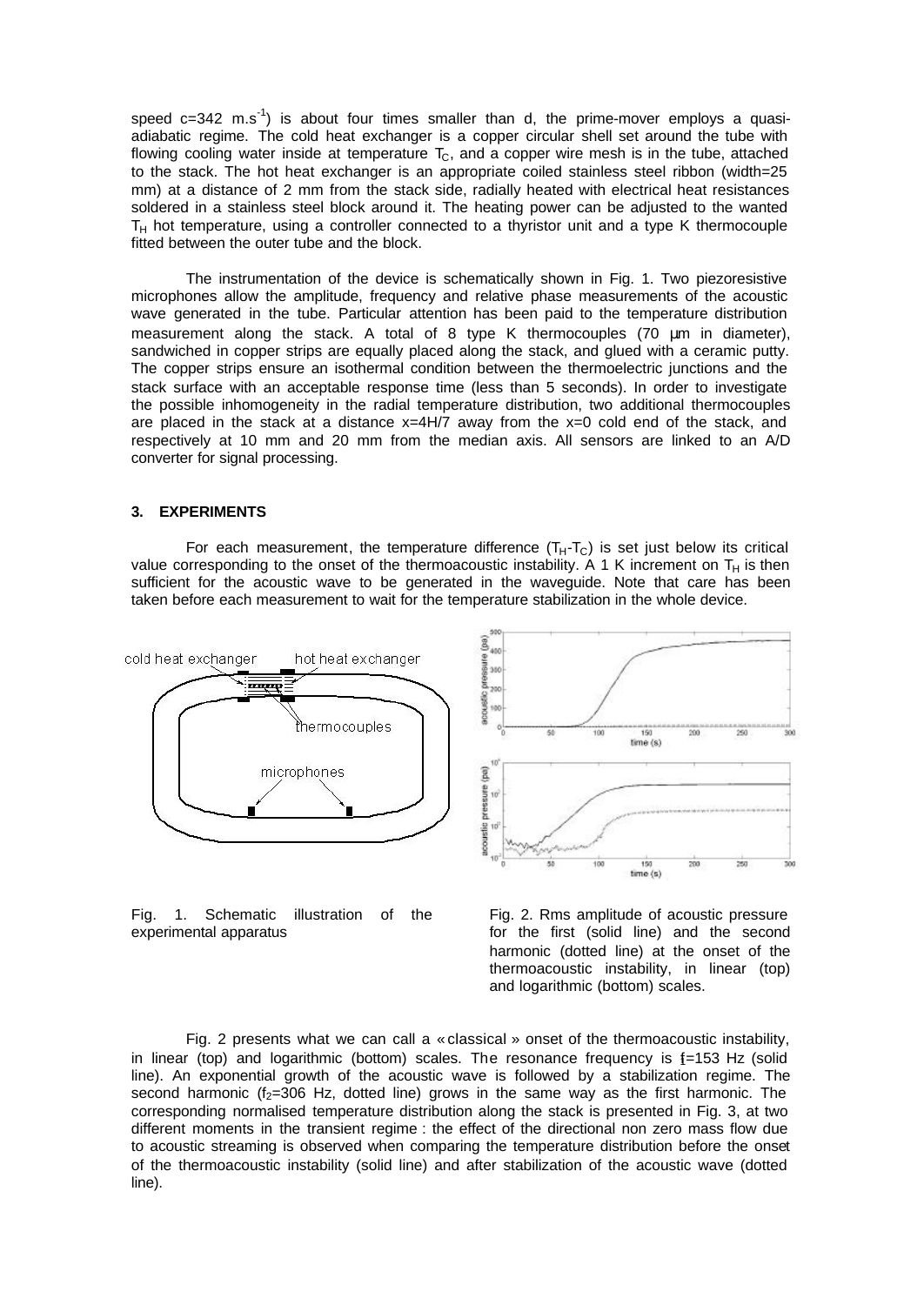speed $c=342\ m.s^{-1}$) is about four times smaller than d, the prime-mover employs a quasi-adiabatic regime. The cold heat exchanger is a copper circular shell set around the tube with flowing cooling water inside at temperature $T_C$, and a copper wire mesh is in the tube, attached to the stack. The hot heat exchanger is an appropriate coiled stainless steel ribbon (width=25 mm) at a distance of 2 mm from the stack side, radially heated with electrical heat resistances soldered in a stainless steel block around it. The heating power can be adjusted to the wanted $T_H$ hot temperature, using a controller connected to a thyristor unit and a type K thermocouple fitted between the outer tube and the block.

The instrumentation of the device is schematically shown in Fig. 1. Two piezoresistive microphones allow the amplitude, frequency and relative phase measurements of the acoustic wave generated in the tube. Particular attention has been paid to the temperature distribution measurement along the stack. A total of 8 type K thermocouples (70 μm in diameter), sandwiched in copper strips are equally placed along the stack, and glued with a ceramic putty. The copper strips ensure an isothermal condition between the thermoelectric junctions and the stack surface with an acceptable response time (less than 5 seconds). In order to investigate the possible inhomogeneity in the radial temperature distribution, two additional thermocouples are placed in the stack at a distance $x=4H/7$ away from the $x=0$ cold end of the stack, and respectively at 10 mm and 20 mm from the median axis. All sensors are linked to an A/D converter for signal processing.

## 3. EXPERIMENTS

For each measurement, the temperature difference ($T_H$-$T_C$) is set just below its critical value corresponding to the onset of the thermoacoustic instability. A 1 K increment on $T_H$ is then sufficient for the acoustic wave to be generated in the waveguide. Note that care has been taken before each measurement to wait for the temperature stabilization in the whole device.

Fig. 1. Schematic illustration of the experimental apparatus

Fig. 2. Rms amplitude of acoustic pressure for the first (solid line) and the second harmonic (dotted line) at the onset of the thermoacoustic instability, in linear (top) and logarithmic (bottom) scales.

Fig. 2 presents what we can call a « classical » onset of the thermoacoustic instability, in linear (top) and logarithmic (bottom) scales. The resonance frequency is $f=153$ Hz (solid line). An exponential growth of the acoustic wave is followed by a stabilization regime. The second harmonic ($f_2=306$ Hz, dotted line) grows in the same way as the first harmonic. The corresponding normalised temperature distribution along the stack is presented in Fig. 3, at two different moments in the transient regime : the effect of the directional non zero mass flow due to acoustic streaming is observed when comparing the temperature distribution before the onset of the thermoacoustic instability (solid line) and after stabilization of the acoustic wave (dotted line).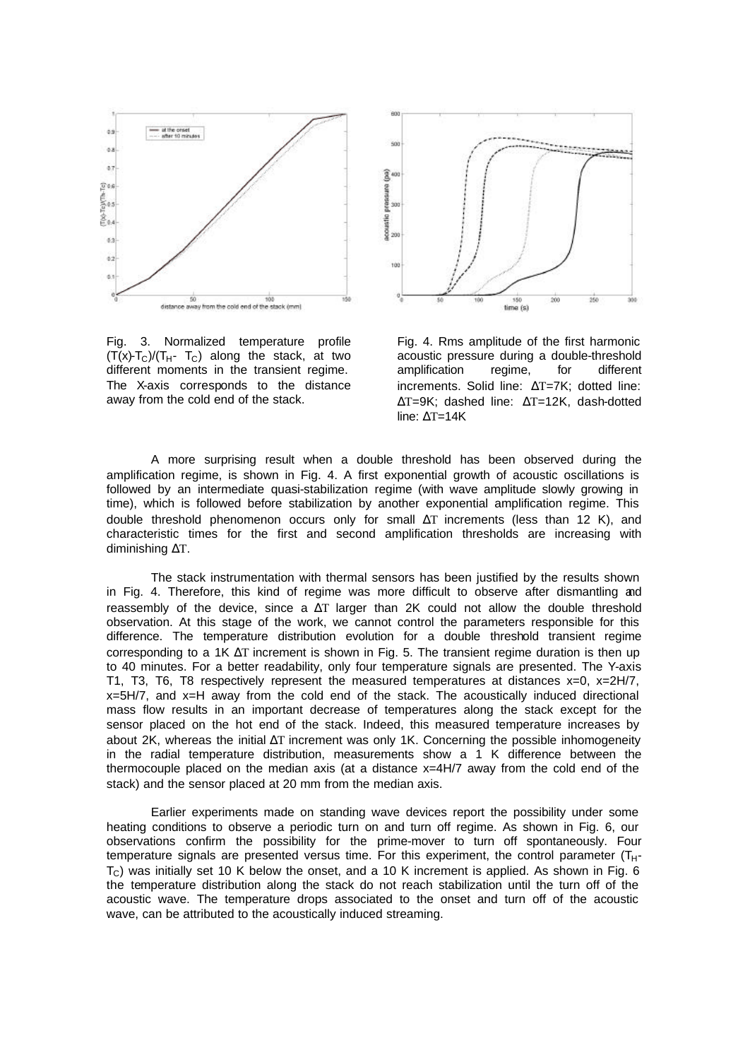Fig. 3. Normalized temperature profile $(T(x)-T_C)/(T_H- T_C)$ along the stack, at two different moments in the transient regime. The X-axis corresponds to the distance away from the cold end of the stack.

Fig. 4. Rms amplitude of the first harmonic acoustic pressure during a double-threshold amplification regime, for different increments. Solid line: $\Delta T$=7K; dotted line: $\Delta T$=9K; dashed line: $\Delta T$=12K, dash-dotted line: $\Delta T$=14K

A more surprising result when a double threshold has been observed during the amplification regime, is shown in Fig. 4. A first exponential growth of acoustic oscillations is followed by an intermediate quasi-stabilization regime (with wave amplitude slowly growing in time), which is followed before stabilization by another exponential amplification regime. This double threshold phenomenon occurs only for small $\Delta T$ increments (less than 12 K), and characteristic times for the first and second amplification thresholds are increasing with diminishing $\Delta T$.

The stack instrumentation with thermal sensors has been justified by the results shown in Fig. 4. Therefore, this kind of regime was more difficult to observe after dismantling and reassembly of the device, since a $\Delta T$ larger than 2K could not allow the double threshold observation. At this stage of the work, we cannot control the parameters responsible for this difference. The temperature distribution evolution for a double threshold transient regime corresponding to a 1K $\Delta T$ increment is shown in Fig. 5. The transient regime duration is then up to 40 minutes. For a better readability, only four temperature signals are presented. The Y-axis T1, T3, T6, T8 respectively represent the measured temperatures at distances x=0, x=2H/7, x=5H/7, and x=H away from the cold end of the stack. The acoustically induced directional mass flow results in an important decrease of temperatures along the stack except for the sensor placed on the hot end of the stack. Indeed, this measured temperature increases by about 2K, whereas the initial $\Delta T$ increment was only 1K. Concerning the possible inhomogeneity in the radial temperature distribution, measurements show a 1 K difference between the thermocouple placed on the median axis (at a distance x=4H/7 away from the cold end of the stack) and the sensor placed at 20 mm from the median axis.

Earlier experiments made on standing wave devices report the possibility under some heating conditions to observe a periodic turn on and turn off regime. As shown in Fig. 6, our observations confirm the possibility for the prime-mover to turn off spontaneously. Four temperature signals are presented versus time. For this experiment, the control parameter ($T_H$-$T_C$) was initially set 10 K below the onset, and a 10 K increment is applied. As shown in Fig. 6 the temperature distribution along the stack do not reach stabilization until the turn off of the acoustic wave. The temperature drops associated to the onset and turn off of the acoustic wave, can be attributed to the acoustically induced streaming.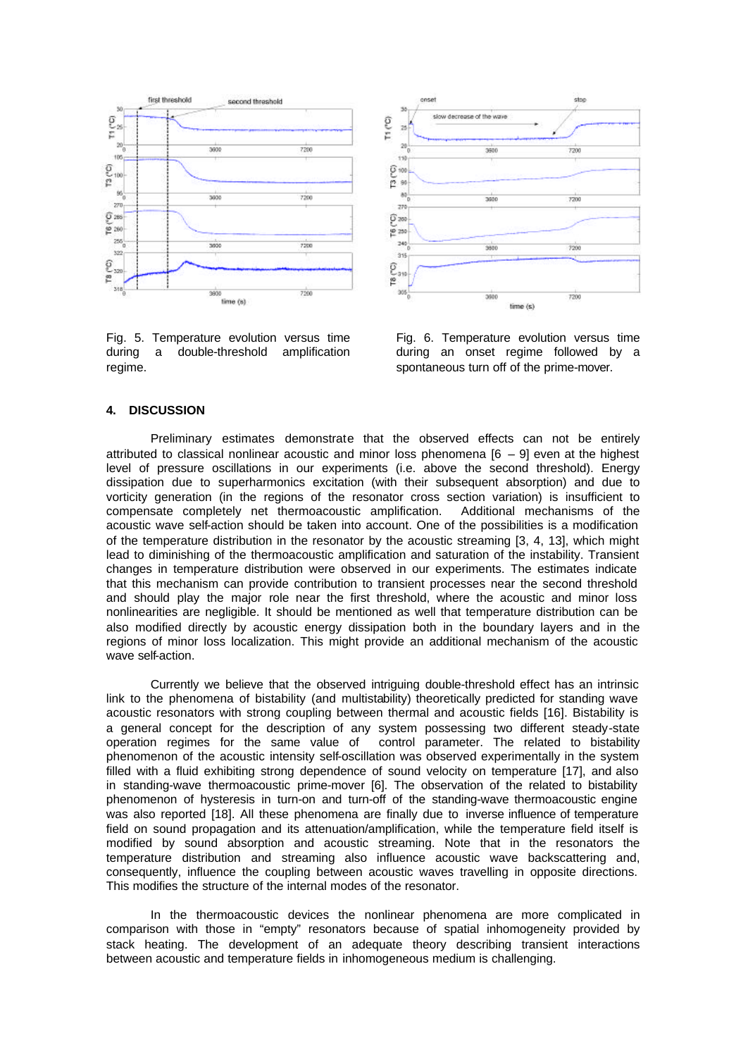Fig. 5. Temperature evolution versus time during a double-threshold amplification regime.

Fig. 6. Temperature evolution versus time during an onset regime followed by a spontaneous turn off of the prime-mover.

## 4. DISCUSSION

Preliminary estimates demonstrate that the observed effects can not be entirely attributed to classical nonlinear acoustic and minor loss phenomena [6 – 9] even at the highest level of pressure oscillations in our experiments (i.e. above the second threshold). Energy dissipation due to superharmonics excitation (with their subsequent absorption) and due to vorticity generation (in the regions of the resonator cross section variation) is insufficient to compensate completely net thermoacoustic amplification. Additional mechanisms of the acoustic wave self-action should be taken into account. One of the possibilities is a modification of the temperature distribution in the resonator by the acoustic streaming [3, 4, 13], which might lead to diminishing of the thermoacoustic amplification and saturation of the instability. Transient changes in temperature distribution were observed in our experiments. The estimates indicate that this mechanism can provide contribution to transient processes near the second threshold and should play the major role near the first threshold, where the acoustic and minor loss nonlinearities are negligible. It should be mentioned as well that temperature distribution can be also modified directly by acoustic energy dissipation both in the boundary layers and in the regions of minor loss localization. This might provide an additional mechanism of the acoustic wave self-action.

Currently we believe that the observed intriguing double-threshold effect has an intrinsic link to the phenomena of bistability (and multistability) theoretically predicted for standing wave acoustic resonators with strong coupling between thermal and acoustic fields [16]. Bistability is a general concept for the description of any system possessing two different steady-state operation regimes for the same value of control parameter. The related to bistability phenomenon of the acoustic intensity self-oscillation was observed experimentally in the system filled with a fluid exhibiting strong dependence of sound velocity on temperature [17], and also in standing-wave thermoacoustic prime-mover [6]. The observation of the related to bistability phenomenon of hysteresis in turn-on and turn-off of the standing-wave thermoacoustic engine was also reported [18]. All these phenomena are finally due to inverse influence of temperature field on sound propagation and its attenuation/amplification, while the temperature field itself is modified by sound absorption and acoustic streaming. Note that in the resonators the temperature distribution and streaming also influence acoustic wave backscattering and, consequently, influence the coupling between acoustic waves travelling in opposite directions. This modifies the structure of the internal modes of the resonator.

In the thermoacoustic devices the nonlinear phenomena are more complicated in comparison with those in "empty" resonators because of spatial inhomogeneity provided by stack heating. The development of an adequate theory describing transient interactions between acoustic and temperature fields in inhomogeneous medium is challenging.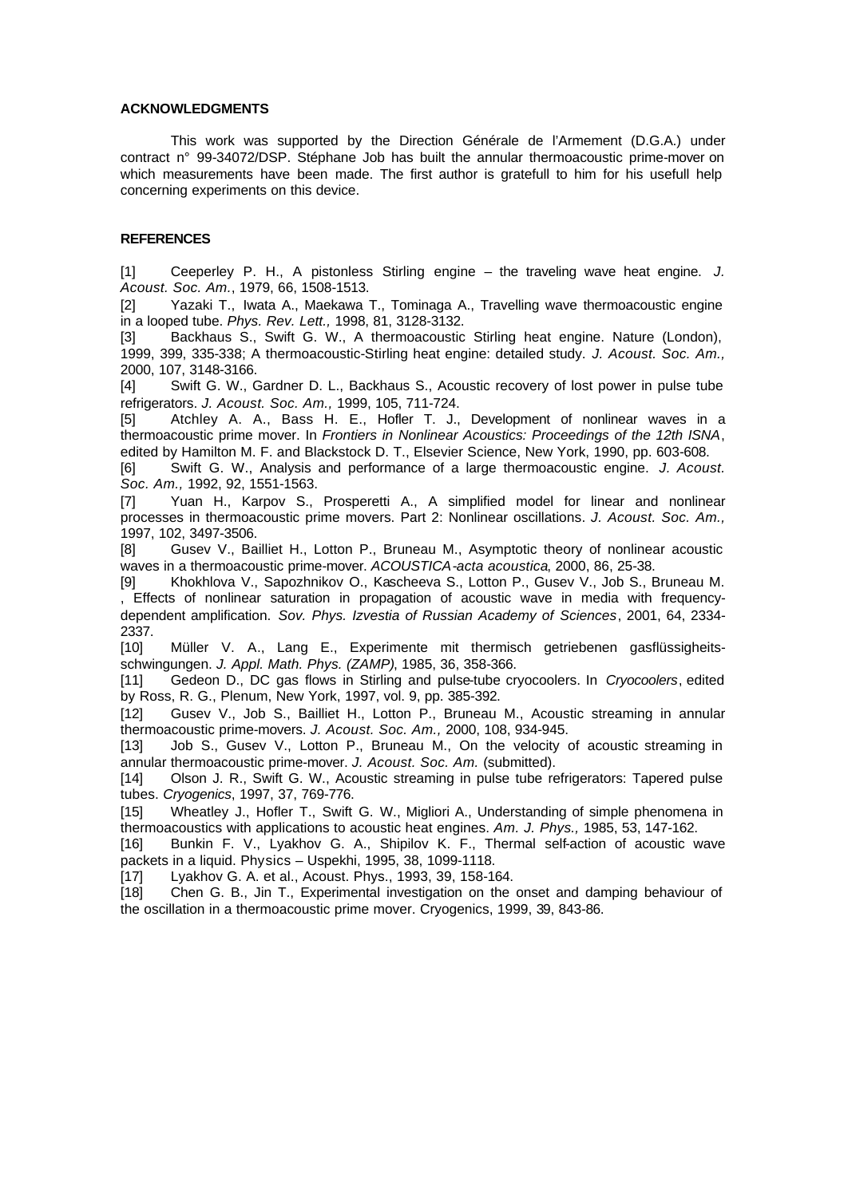**ACKNOWLEDGMENTS**

This work was supported by the Direction Générale de l'Armement (D.G.A.) under contract n° 99-34072/DSP. Stéphane Job has built the annular thermoacoustic prime-mover on which measurements have been made. The first author is gratefull to him for his usefull help concerning experiments on this device.

**REFERENCES**

[1] Ceeperley P. H., A pistonless Stirling engine – the traveling wave heat engine. *J. Acoust. Soc. Am.*, 1979, 66, 1508-1513.

[2] Yazaki T., Iwata A., Maekawa T., Tominaga A., Travelling wave thermoacoustic engine in a looped tube. *Phys. Rev. Lett.,* 1998, 81, 3128-3132.

[3] Backhaus S., Swift G. W., A thermoacoustic Stirling heat engine. Nature (London), 1999, 399, 335-338; A thermoacoustic-Stirling heat engine: detailed study. *J. Acoust. Soc. Am.,* 2000, 107, 3148-3166.

[4] Swift G. W., Gardner D. L., Backhaus S., Acoustic recovery of lost power in pulse tube refrigerators. *J. Acoust. Soc. Am.,* 1999, 105, 711-724.

[5] Atchley A. A., Bass H. E., Hofler T. J., Development of nonlinear waves in a thermoacoustic prime mover. In *Frontiers in Nonlinear Acoustics: Proceedings of the 12th ISNA*, edited by Hamilton M. F. and Blackstock D. T., Elsevier Science, New York, 1990, pp. 603-608.

[6] Swift G. W., Analysis and performance of a large thermoacoustic engine. *J. Acoust. Soc. Am.,* 1992, 92, 1551-1563.

[7] Yuan H., Karpov S., Prosperetti A., A simplified model for linear and nonlinear processes in thermoacoustic prime movers. Part 2: Nonlinear oscillations. *J. Acoust. Soc. Am.,* 1997, 102, 3497-3506.

[8] Gusev V., Bailliet H., Lotton P., Bruneau M., Asymptotic theory of nonlinear acoustic waves in a thermoacoustic prime-mover. *ACOUSTICA-acta acoustica*, 2000, 86, 25-38.

[9] Khokhlova V., Sapozhnikov O., Kascheeva S., Lotton P., Gusev V., Job S., Bruneau M. , Effects of nonlinear saturation in propagation of acoustic wave in media with frequency-dependent amplification. *Sov. Phys. Izvestia of Russian Academy of Sciences*, 2001, 64, 2334-2337.

[10] Müller V. A., Lang E., Experimente mit thermisch getriebenen gasflüssigheits-schwingungen. *J. Appl. Math. Phys. (ZAMP)*, 1985, 36, 358-366.

[11] Gedeon D., DC gas flows in Stirling and pulse-tube cryocoolers. In *Cryocoolers*, edited by Ross, R. G., Plenum, New York, 1997, vol. 9, pp. 385-392.

[12] Gusev V., Job S., Bailliet H., Lotton P., Bruneau M., Acoustic streaming in annular thermoacoustic prime-movers. *J. Acoust. Soc. Am.,* 2000, 108, 934-945.

[13] Job S., Gusev V., Lotton P., Bruneau M., On the velocity of acoustic streaming in annular thermoacoustic prime-mover. *J. Acoust. Soc. Am.* (submitted).

[14] Olson J. R., Swift G. W., Acoustic streaming in pulse tube refrigerators: Tapered pulse tubes. *Cryogenics*, 1997, 37, 769-776.

[15] Wheatley J., Hofler T., Swift G. W., Migliori A., Understanding of simple phenomena in thermoacoustics with applications to acoustic heat engines. *Am. J. Phys.,* 1985, 53, 147-162.

[16] Bunkin F. V., Lyakhov G. A., Shipilov K. F., Thermal self-action of acoustic wave packets in a liquid. Physics – Uspekhi, 1995, 38, 1099-1118.

[17] Lyakhov G. A. et al., Acoust. Phys., 1993, 39, 158-164.

[18] Chen G. B., Jin T., Experimental investigation on the onset and damping behaviour of the oscillation in a thermoacoustic prime mover. Cryogenics, 1999, 39, 843-86.